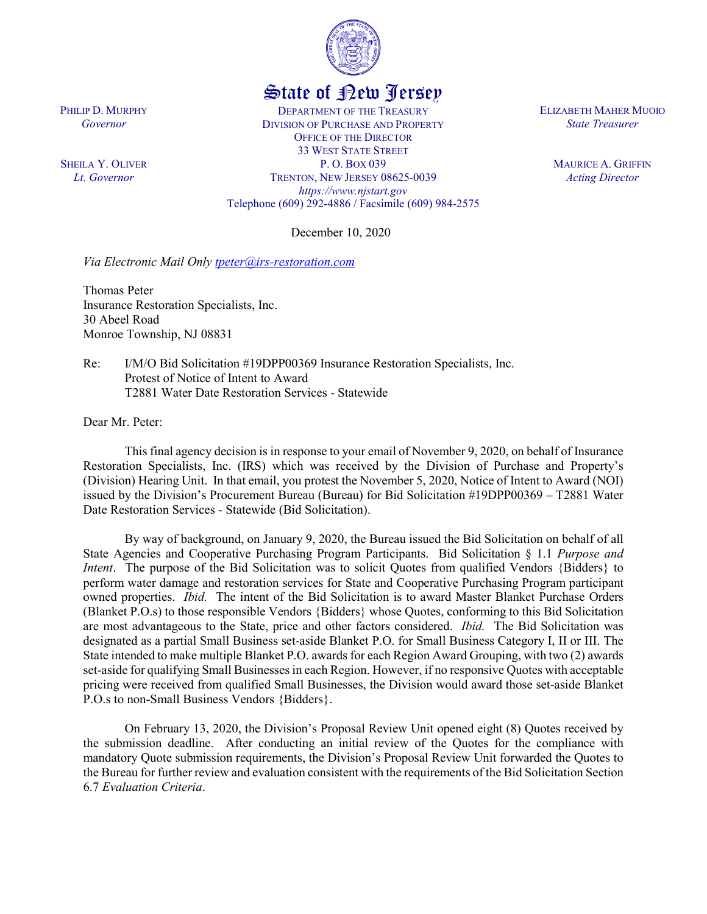PHILIP D. MURPHY
*Governor*

SHEILA Y. OLIVER
*Lt. Governor*

# State of New Jersey

DEPARTMENT OF THE TREASURY
DIVISION OF PURCHASE AND PROPERTY
OFFICE OF THE DIRECTOR
33 WEST STATE STREET
P. O. BOX 039
TRENTON, NEW JERSEY 08625-0039
*https://www.njstart.gov*
Telephone (609) 292-4886 / Facsimile (609) 984-2575

ELIZABETH MAHER MUOIO
*State Treasurer*

MAURICE A. GRIFFIN
*Acting Director*

December 10, 2020

*Via Electronic Mail Only tpeter@irs-restoration.com*

Thomas Peter
Insurance Restoration Specialists, Inc.
30 Abeel Road
Monroe Township, NJ 08831

Re: I/M/O Bid Solicitation #19DPP00369 Insurance Restoration Specialists, Inc.
Protest of Notice of Intent to Award
T2881 Water Date Restoration Services - Statewide

Dear Mr. Peter:

This final agency decision is in response to your email of November 9, 2020, on behalf of Insurance Restoration Specialists, Inc. (IRS) which was received by the Division of Purchase and Property's (Division) Hearing Unit. In that email, you protest the November 5, 2020, Notice of Intent to Award (NOI) issued by the Division's Procurement Bureau (Bureau) for Bid Solicitation #19DPP00369 – T2881 Water Date Restoration Services - Statewide (Bid Solicitation).

By way of background, on January 9, 2020, the Bureau issued the Bid Solicitation on behalf of all State Agencies and Cooperative Purchasing Program Participants. Bid Solicitation § 1.1 *Purpose and Intent*. The purpose of the Bid Solicitation was to solicit Quotes from qualified Vendors {Bidders} to perform water damage and restoration services for State and Cooperative Purchasing Program participant owned properties. *Ibid.* The intent of the Bid Solicitation is to award Master Blanket Purchase Orders (Blanket P.O.s) to those responsible Vendors {Bidders} whose Quotes, conforming to this Bid Solicitation are most advantageous to the State, price and other factors considered. *Ibid.* The Bid Solicitation was designated as a partial Small Business set-aside Blanket P.O. for Small Business Category I, II or III. The State intended to make multiple Blanket P.O. awards for each Region Award Grouping, with two (2) awards set-aside for qualifying Small Businesses in each Region. However, if no responsive Quotes with acceptable pricing were received from qualified Small Businesses, the Division would award those set-aside Blanket P.O.s to non-Small Business Vendors {Bidders}.

On February 13, 2020, the Division's Proposal Review Unit opened eight (8) Quotes received by the submission deadline. After conducting an initial review of the Quotes for the compliance with mandatory Quote submission requirements, the Division's Proposal Review Unit forwarded the Quotes to the Bureau for further review and evaluation consistent with the requirements of the Bid Solicitation Section 6.7 *Evaluation Criteria*.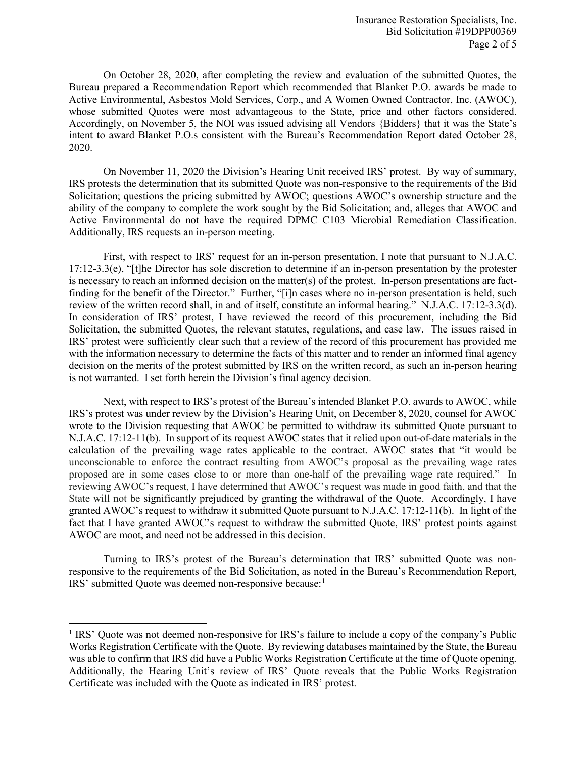On October 28, 2020, after completing the review and evaluation of the submitted Quotes, the Bureau prepared a Recommendation Report which recommended that Blanket P.O. awards be made to Active Environmental, Asbestos Mold Services, Corp., and A Women Owned Contractor, Inc. (AWOC), whose submitted Quotes were most advantageous to the State, price and other factors considered. Accordingly, on November 5, the NOI was issued advising all Vendors {Bidders} that it was the State's intent to award Blanket P.O.s consistent with the Bureau's Recommendation Report dated October 28, 2020.

On November 11, 2020 the Division's Hearing Unit received IRS' protest. By way of summary, IRS protests the determination that its submitted Quote was non-responsive to the requirements of the Bid Solicitation; questions the pricing submitted by AWOC; questions AWOC's ownership structure and the ability of the company to complete the work sought by the Bid Solicitation; and, alleges that AWOC and Active Environmental do not have the required DPMC C103 Microbial Remediation Classification. Additionally, IRS requests an in-person meeting.

First, with respect to IRS' request for an in-person presentation, I note that pursuant to N.J.A.C. 17:12-3.3(e), "[t]he Director has sole discretion to determine if an in-person presentation by the protester is necessary to reach an informed decision on the matter(s) of the protest. In-person presentations are fact-finding for the benefit of the Director." Further, "[i]n cases where no in-person presentation is held, such review of the written record shall, in and of itself, constitute an informal hearing." N.J.A.C. 17:12-3.3(d). In consideration of IRS' protest, I have reviewed the record of this procurement, including the Bid Solicitation, the submitted Quotes, the relevant statutes, regulations, and case law. The issues raised in IRS' protest were sufficiently clear such that a review of the record of this procurement has provided me with the information necessary to determine the facts of this matter and to render an informed final agency decision on the merits of the protest submitted by IRS on the written record, as such an in-person hearing is not warranted. I set forth herein the Division's final agency decision.

Next, with respect to IRS's protest of the Bureau's intended Blanket P.O. awards to AWOC, while IRS's protest was under review by the Division's Hearing Unit, on December 8, 2020, counsel for AWOC wrote to the Division requesting that AWOC be permitted to withdraw its submitted Quote pursuant to N.J.A.C. 17:12-11(b). In support of its request AWOC states that it relied upon out-of-date materials in the calculation of the prevailing wage rates applicable to the contract. AWOC states that "it would be unconscionable to enforce the contract resulting from AWOC's proposal as the prevailing wage rates proposed are in some cases close to or more than one-half of the prevailing wage rate required." In reviewing AWOC's request, I have determined that AWOC's request was made in good faith, and that the State will not be significantly prejudiced by granting the withdrawal of the Quote. Accordingly, I have granted AWOC's request to withdraw it submitted Quote pursuant to N.J.A.C. 17:12-11(b). In light of the fact that I have granted AWOC's request to withdraw the submitted Quote, IRS' protest points against AWOC are moot, and need not be addressed in this decision.

Turning to IRS's protest of the Bureau's determination that IRS' submitted Quote was non-responsive to the requirements of the Bid Solicitation, as noted in the Bureau's Recommendation Report, IRS' submitted Quote was deemed non-responsive because:[1]

---

[1] IRS' Quote was not deemed non-responsive for IRS's failure to include a copy of the company's Public Works Registration Certificate with the Quote. By reviewing databases maintained by the State, the Bureau was able to confirm that IRS did have a Public Works Registration Certificate at the time of Quote opening. Additionally, the Hearing Unit's review of IRS' Quote reveals that the Public Works Registration Certificate was included with the Quote as indicated in IRS' protest.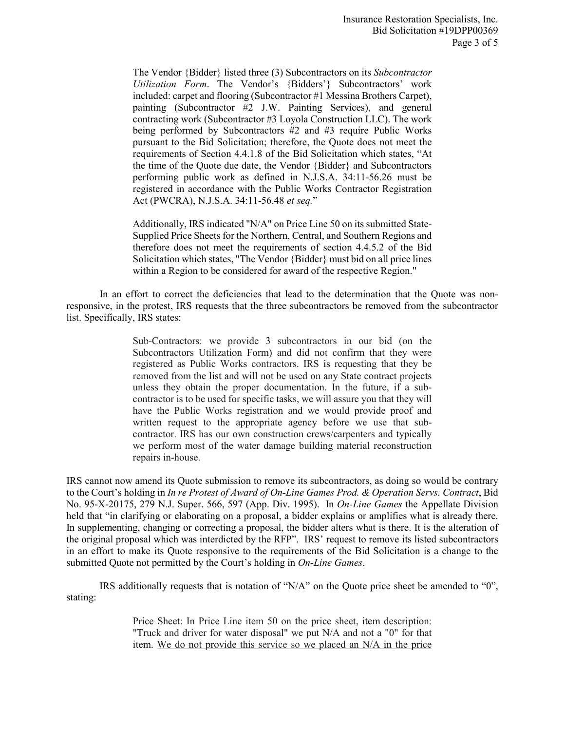> The Vendor {Bidder} listed three (3) Subcontractors on its *Subcontractor Utilization Form*. The Vendor's {Bidders'} Subcontractors' work included: carpet and flooring (Subcontractor #1 Messina Brothers Carpet), painting (Subcontractor #2 J.W. Painting Services), and general contracting work (Subcontractor #3 Loyola Construction LLC). The work being performed by Subcontractors #2 and #3 require Public Works pursuant to the Bid Solicitation; therefore, the Quote does not meet the requirements of Section 4.4.1.8 of the Bid Solicitation which states, "At the time of the Quote due date, the Vendor {Bidder} and Subcontractors performing public work as defined in N.J.S.A. 34:11-56.26 must be registered in accordance with the Public Works Contractor Registration Act (PWCRA), N.J.S.A. 34:11-56.48 *et seq.*"
>
> Additionally, IRS indicated "N/A" on Price Line 50 on its submitted State-Supplied Price Sheets for the Northern, Central, and Southern Regions and therefore does not meet the requirements of section 4.4.5.2 of the Bid Solicitation which states, "The Vendor {Bidder} must bid on all price lines within a Region to be considered for award of the respective Region."

In an effort to correct the deficiencies that lead to the determination that the Quote was non-responsive, in the protest, IRS requests that the three subcontractors be removed from the subcontractor list. Specifically, IRS states:

> Sub-Contractors: we provide 3 subcontractors in our bid (on the Subcontractors Utilization Form) and did not confirm that they were registered as Public Works contractors. IRS is requesting that they be removed from the list and will not be used on any State contract projects unless they obtain the proper documentation. In the future, if a sub-contractor is to be used for specific tasks, we will assure you that they will have the Public Works registration and we would provide proof and written request to the appropriate agency before we use that sub-contractor. IRS has our own construction crews/carpenters and typically we perform most of the water damage building material reconstruction repairs in-house.

IRS cannot now amend its Quote submission to remove its subcontractors, as doing so would be contrary to the Court's holding in *In re Protest of Award of On-Line Games Prod. & Operation Servs. Contract*, Bid No. 95-X-20175, 279 N.J. Super. 566, 597 (App. Div. 1995). In *On-Line Games* the Appellate Division held that "in clarifying or elaborating on a proposal, a bidder explains or amplifies what is already there. In supplementing, changing or correcting a proposal, the bidder alters what is there. It is the alteration of the original proposal which was interdicted by the RFP". IRS' request to remove its listed subcontractors in an effort to make its Quote responsive to the requirements of the Bid Solicitation is a change to the submitted Quote not permitted by the Court's holding in *On-Line Games*.

IRS additionally requests that is notation of "N/A" on the Quote price sheet be amended to "0", stating:

> Price Sheet: In Price Line item 50 on the price sheet, item description: "Truck and driver for water disposal" we put N/A and not a "0" for that item. <u>We do not provide this service so we placed an N/A in the price</u>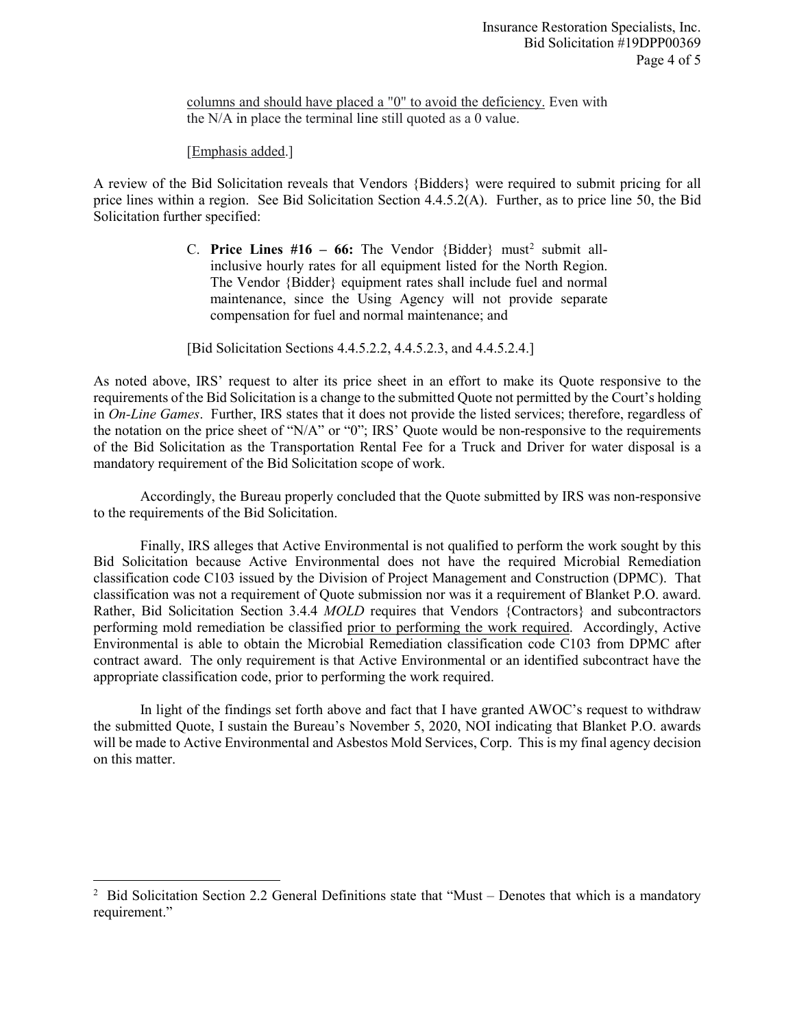columns and should have placed a "0" to avoid the deficiency. Even with the N/A in place the terminal line still quoted as a 0 value.

[Emphasis added.]

A review of the Bid Solicitation reveals that Vendors {Bidders} were required to submit pricing for all price lines within a region. See Bid Solicitation Section 4.4.5.2(A). Further, as to price line 50, the Bid Solicitation further specified:

> C. **Price Lines #16 – 66:** The Vendor {Bidder} must[2] submit all-inclusive hourly rates for all equipment listed for the North Region. The Vendor {Bidder} equipment rates shall include fuel and normal maintenance, since the Using Agency will not provide separate compensation for fuel and normal maintenance; and
>
> [Bid Solicitation Sections 4.4.5.2.2, 4.4.5.2.3, and 4.4.5.2.4.]

As noted above, IRS' request to alter its price sheet in an effort to make its Quote responsive to the requirements of the Bid Solicitation is a change to the submitted Quote not permitted by the Court's holding in *On-Line Games*. Further, IRS states that it does not provide the listed services; therefore, regardless of the notation on the price sheet of "N/A" or "0"; IRS' Quote would be non-responsive to the requirements of the Bid Solicitation as the Transportation Rental Fee for a Truck and Driver for water disposal is a mandatory requirement of the Bid Solicitation scope of work.

Accordingly, the Bureau properly concluded that the Quote submitted by IRS was non-responsive to the requirements of the Bid Solicitation.

Finally, IRS alleges that Active Environmental is not qualified to perform the work sought by this Bid Solicitation because Active Environmental does not have the required Microbial Remediation classification code C103 issued by the Division of Project Management and Construction (DPMC). That classification was not a requirement of Quote submission nor was it a requirement of Blanket P.O. award. Rather, Bid Solicitation Section 3.4.4 *MOLD* requires that Vendors {Contractors} and subcontractors performing mold remediation be classified prior to performing the work required. Accordingly, Active Environmental is able to obtain the Microbial Remediation classification code C103 from DPMC after contract award. The only requirement is that Active Environmental or an identified subcontract have the appropriate classification code, prior to performing the work required.

In light of the findings set forth above and fact that I have granted AWOC's request to withdraw the submitted Quote, I sustain the Bureau's November 5, 2020, NOI indicating that Blanket P.O. awards will be made to Active Environmental and Asbestos Mold Services, Corp. This is my final agency decision on this matter.

---

[2] Bid Solicitation Section 2.2 General Definitions state that "Must – Denotes that which is a mandatory requirement."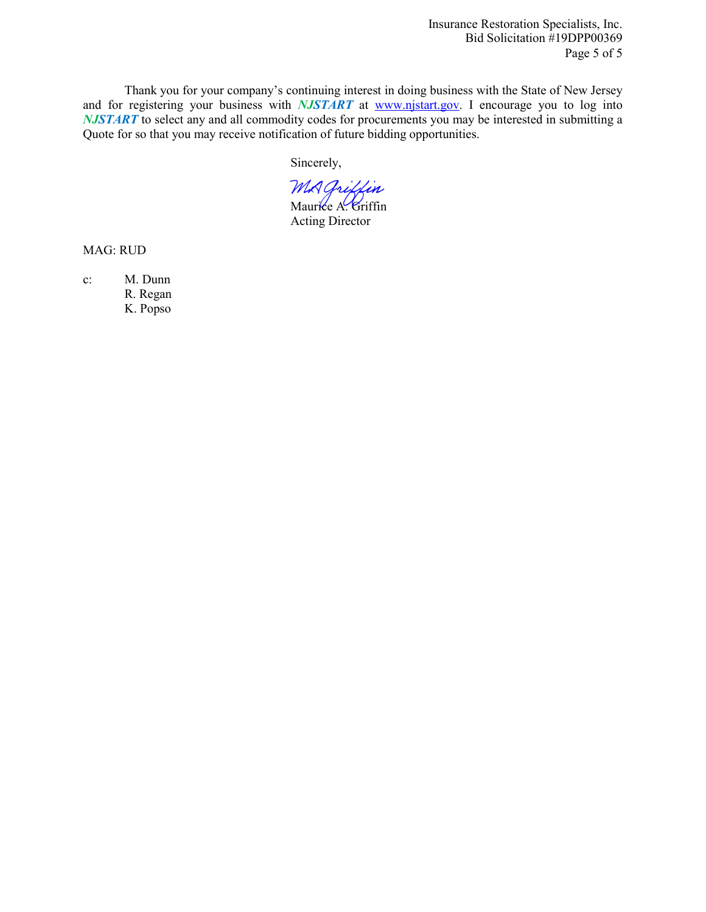Thank you for your company's continuing interest in doing business with the State of New Jersey and for registering your business with ***NJSTART*** at www.njstart.gov. I encourage you to log into ***NJSTART*** to select any and all commodity codes for procurements you may be interested in submitting a Quote for so that you may receive notification of future bidding opportunities.

Sincerely,

MA Griffin
Maurice A. Griffin
Acting Director

MAG: RUD

c: M. Dunn
R. Regan
K. Popso